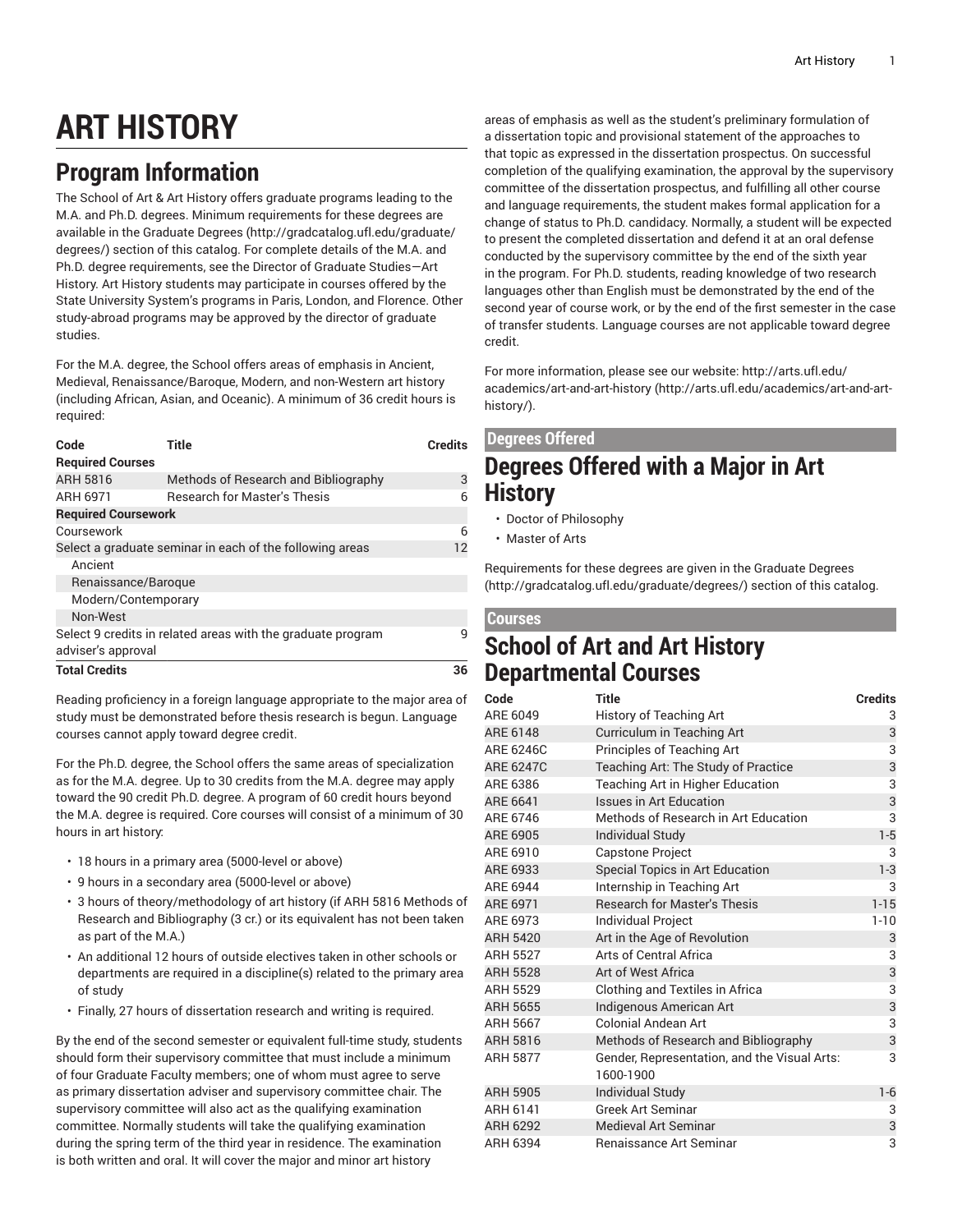# ART HISTORY

## Program Information

The School of Art & Art History offers graduate programs leading to the M.A. and Ph.D. degrees. Minimum requirements for these degrees are available in the Graduate Degrees (http://gradcatalog.ufl.edu/graduate/degrees/) section of this catalog. For complete details of the M.A. and Ph.D. degree requirements, see the Director of Graduate Studies—Art History. Art History students may participate in courses offered by the State University System's programs in Paris, London, and Florence. Other study-abroad programs may be approved by the director of graduate studies.

For the M.A. degree, the School offers areas of emphasis in Ancient, Medieval, Renaissance/Baroque, Modern, and non-Western art history (including African, Asian, and Oceanic). A minimum of 36 credit hours is required:

| Code | Title | Credits |
|---|---|---|
| **Required Courses** | | |
| ARH 5816 | Methods of Research and Bibliography | 3 |
| ARH 6971 | Research for Master's Thesis | 6 |
| **Required Coursework** | | |
| Coursework | | 6 |
| Select a graduate seminar in each of the following areas | | 12 |
| Ancient | | |
| Renaissance/Baroque | | |
| Modern/Contemporary | | |
| Non-West | | |
| Select 9 credits in related areas with the graduate program adviser's approval | | 9 |
| **Total Credits** | | **36** |

Reading proficiency in a foreign language appropriate to the major area of study must be demonstrated before thesis research is begun. Language courses cannot apply toward degree credit.

For the Ph.D. degree, the School offers the same areas of specialization as for the M.A. degree. Up to 30 credits from the M.A. degree may apply toward the 90 credit Ph.D. degree. A program of 60 credit hours beyond the M.A. degree is required. Core courses will consist of a minimum of 30 hours in art history:

- 18 hours in a primary area (5000-level or above)
- 9 hours in a secondary area (5000-level or above)
- 3 hours of theory/methodology of art history (if ARH 5816 Methods of Research and Bibliography (3 cr.) or its equivalent has not been taken as part of the M.A.)
- An additional 12 hours of outside electives taken in other schools or departments are required in a discipline(s) related to the primary area of study
- Finally, 27 hours of dissertation research and writing is required.

By the end of the second semester or equivalent full-time study, students should form their supervisory committee that must include a minimum of four Graduate Faculty members; one of whom must agree to serve as primary dissertation adviser and supervisory committee chair. The supervisory committee will also act as the qualifying examination committee. Normally students will take the qualifying examination during the spring term of the third year in residence. The examination is both written and oral. It will cover the major and minor art history areas of emphasis as well as the student's preliminary formulation of a dissertation topic and provisional statement of the approaches to that topic as expressed in the dissertation prospectus. On successful completion of the qualifying examination, the approval by the supervisory committee of the dissertation prospectus, and fulfilling all other course and language requirements, the student makes formal application for a change of status to Ph.D. candidacy. Normally, a student will be expected to present the completed dissertation and defend it at an oral defense conducted by the supervisory committee by the end of the sixth year in the program. For Ph.D. students, reading knowledge of two research languages other than English must be demonstrated by the end of the second year of course work, or by the end of the first semester in the case of transfer students. Language courses are not applicable toward degree credit.

For more information, please see our website: http://arts.ufl.edu/academics/art-and-art-history (http://arts.ufl.edu/academics/art-and-art-history/).

## Degrees Offered

## Degrees Offered with a Major in Art History

- Doctor of Philosophy
- Master of Arts

Requirements for these degrees are given in the Graduate Degrees (http://gradcatalog.ufl.edu/graduate/degrees/) section of this catalog.

## Courses

## School of Art and Art History Departmental Courses

| Code | Title | Credits |
|---|---|---|
| ARE 6049 | History of Teaching Art | 3 |
| ARE 6148 | Curriculum in Teaching Art | 3 |
| ARE 6246C | Principles of Teaching Art | 3 |
| ARE 6247C | Teaching Art: The Study of Practice | 3 |
| ARE 6386 | Teaching Art in Higher Education | 3 |
| ARE 6641 | Issues in Art Education | 3 |
| ARE 6746 | Methods of Research in Art Education | 3 |
| ARE 6905 | Individual Study | 1-5 |
| ARE 6910 | Capstone Project | 3 |
| ARE 6933 | Special Topics in Art Education | 1-3 |
| ARE 6944 | Internship in Teaching Art | 3 |
| ARE 6971 | Research for Master's Thesis | 1-15 |
| ARE 6973 | Individual Project | 1-10 |
| ARH 5420 | Art in the Age of Revolution | 3 |
| ARH 5527 | Arts of Central Africa | 3 |
| ARH 5528 | Art of West Africa | 3 |
| ARH 5529 | Clothing and Textiles in Africa | 3 |
| ARH 5655 | Indigenous American Art | 3 |
| ARH 5667 | Colonial Andean Art | 3 |
| ARH 5816 | Methods of Research and Bibliography | 3 |
| ARH 5877 | Gender, Representation, and the Visual Arts: 1600-1900 | 3 |
| ARH 5905 | Individual Study | 1-6 |
| ARH 6141 | Greek Art Seminar | 3 |
| ARH 6292 | Medieval Art Seminar | 3 |
| ARH 6394 | Renaissance Art Seminar | 3 |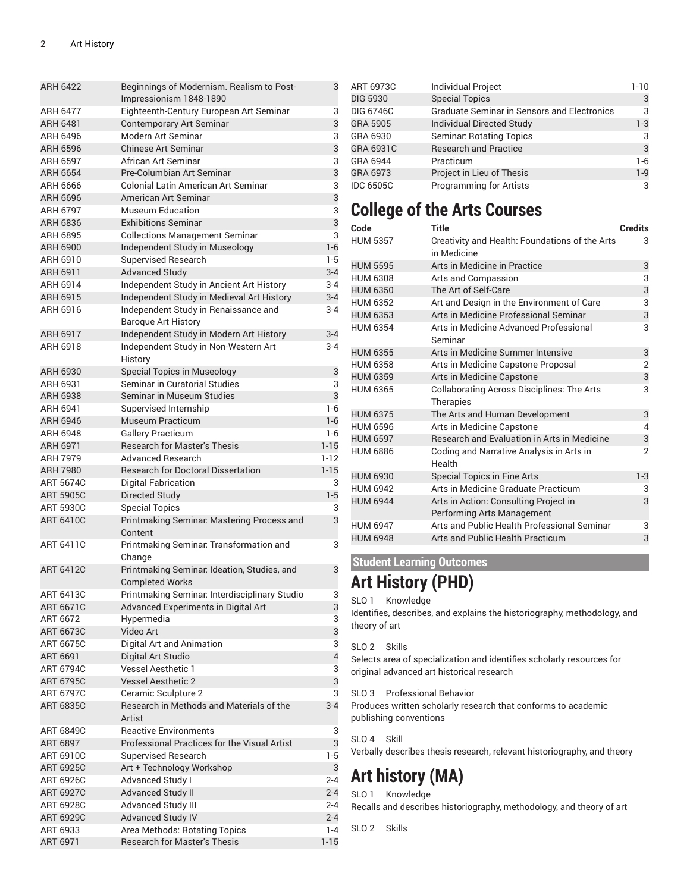| | | |
|---|---|---|
| ARH 6422 | Beginnings of Modernism. Realism to Post-Impressionism 1848-1890 | 3 |
| ARH 6477 | Eighteenth-Century European Art Seminar | 3 |
| ARH 6481 | Contemporary Art Seminar | 3 |
| ARH 6496 | Modern Art Seminar | 3 |
| ARH 6596 | Chinese Art Seminar | 3 |
| ARH 6597 | African Art Seminar | 3 |
| ARH 6654 | Pre-Columbian Art Seminar | 3 |
| ARH 6666 | Colonial Latin American Art Seminar | 3 |
| ARH 6696 | American Art Seminar | 3 |
| ARH 6797 | Museum Education | 3 |
| ARH 6836 | Exhibitions Seminar | 3 |
| ARH 6895 | Collections Management Seminar | 3 |
| ARH 6900 | Independent Study in Museology | 1-6 |
| ARH 6910 | Supervised Research | 1-5 |
| ARH 6911 | Advanced Study | 3-4 |
| ARH 6914 | Independent Study in Ancient Art History | 3-4 |
| ARH 6915 | Independent Study in Medieval Art History | 3-4 |
| ARH 6916 | Independent Study in Renaissance and Baroque Art History | 3-4 |
| ARH 6917 | Independent Study in Modern Art History | 3-4 |
| ARH 6918 | Independent Study in Non-Western Art History | 3-4 |
| ARH 6930 | Special Topics in Museology | 3 |
| ARH 6931 | Seminar in Curatorial Studies | 3 |
| ARH 6938 | Seminar in Museum Studies | 3 |
| ARH 6941 | Supervised Internship | 1-6 |
| ARH 6946 | Museum Practicum | 1-6 |
| ARH 6948 | Gallery Practicum | 1-6 |
| ARH 6971 | Research for Master's Thesis | 1-15 |
| ARH 7979 | Advanced Research | 1-12 |
| ARH 7980 | Research for Doctoral Dissertation | 1-15 |
| ART 5674C | Digital Fabrication | 3 |
| ART 5905C | Directed Study | 1-5 |
| ART 5930C | Special Topics | 3 |
| ART 6410C | Printmaking Seminar: Mastering Process and Content | 3 |
| ART 6411C | Printmaking Seminar: Transformation and Change | 3 |
| ART 6412C | Printmaking Seminar: Ideation, Studies, and Completed Works | 3 |
| ART 6413C | Printmaking Seminar: Interdisciplinary Studio | 3 |
| ART 6671C | Advanced Experiments in Digital Art | 3 |
| ART 6672 | Hypermedia | 3 |
| ART 6673C | Video Art | 3 |
| ART 6675C | Digital Art and Animation | 3 |
| ART 6691 | Digital Art Studio | 4 |
| ART 6794C | Vessel Aesthetic 1 | 3 |
| ART 6795C | Vessel Aesthetic 2 | 3 |
| ART 6797C | Ceramic Sculpture 2 | 3 |
| ART 6835C | Research in Methods and Materials of the Artist | 3-4 |
| ART 6849C | Reactive Environments | 3 |
| ART 6897 | Professional Practices for the Visual Artist | 3 |
| ART 6910C | Supervised Research | 1-5 |
| ART 6925C | Art + Technology Workshop | 3 |
| ART 6926C | Advanced Study I | 2-4 |
| ART 6927C | Advanced Study II | 2-4 |
| ART 6928C | Advanced Study III | 2-4 |
| ART 6929C | Advanced Study IV | 2-4 |
| ART 6933 | Area Methods: Rotating Topics | 1-4 |
| ART 6971 | Research for Master's Thesis | 1-15 |
| ART 6973C | Individual Project | 1-10 |
| DIG 5930 | Special Topics | 3 |
| DIG 6746C | Graduate Seminar in Sensors and Electronics | 3 |
| GRA 5905 | Individual Directed Study | 1-3 |
| GRA 6930 | Seminar: Rotating Topics | 3 |
| GRA 6931C | Research and Practice | 3 |
| GRA 6944 | Practicum | 1-6 |
| GRA 6973 | Project in Lieu of Thesis | 1-9 |
| IDC 6505C | Programming for Artists | 3 |

# College of the Arts Courses

| Code | Title | Credits |
|---|---|---|
| HUM 5357 | Creativity and Health: Foundations of the Arts in Medicine | 3 |
| HUM 5595 | Arts in Medicine in Practice | 3 |
| HUM 6308 | Arts and Compassion | 3 |
| HUM 6350 | The Art of Self-Care | 3 |
| HUM 6352 | Art and Design in the Environment of Care | 3 |
| HUM 6353 | Arts in Medicine Professional Seminar | 3 |
| HUM 6354 | Arts in Medicine Advanced Professional Seminar | 3 |
| HUM 6355 | Arts in Medicine Summer Intensive | 3 |
| HUM 6358 | Arts in Medicine Capstone Proposal | 2 |
| HUM 6359 | Arts in Medicine Capstone | 3 |
| HUM 6365 | Collaborating Across Disciplines: The Arts Therapies | 3 |
| HUM 6375 | The Arts and Human Development | 3 |
| HUM 6596 | Arts in Medicine Capstone | 4 |
| HUM 6597 | Research and Evaluation in Arts in Medicine | 3 |
| HUM 6886 | Coding and Narrative Analysis in Arts in Health | 2 |
| HUM 6930 | Special Topics in Fine Arts | 1-3 |
| HUM 6942 | Arts in Medicine Graduate Practicum | 3 |
| HUM 6944 | Arts in Action: Consulting Project in Performing Arts Management | 3 |
| HUM 6947 | Arts and Public Health Professional Seminar | 3 |
| HUM 6948 | Arts and Public Health Practicum | 3 |

## Student Learning Outcomes

# Art History (PHD)

SLO 1 Knowledge

Identifies, describes, and explains the historiography, methodology, and theory of art

SLO 2 Skills

Selects area of specialization and identifies scholarly resources for original advanced art historical research

SLO 3 Professional Behavior

Produces written scholarly research that conforms to academic publishing conventions

SLO 4 Skill

Verbally describes thesis research, relevant historiography, and theory

# Art history (MA)

SLO 1 Knowledge

Recalls and describes historiography, methodology, and theory of art

SLO 2 Skills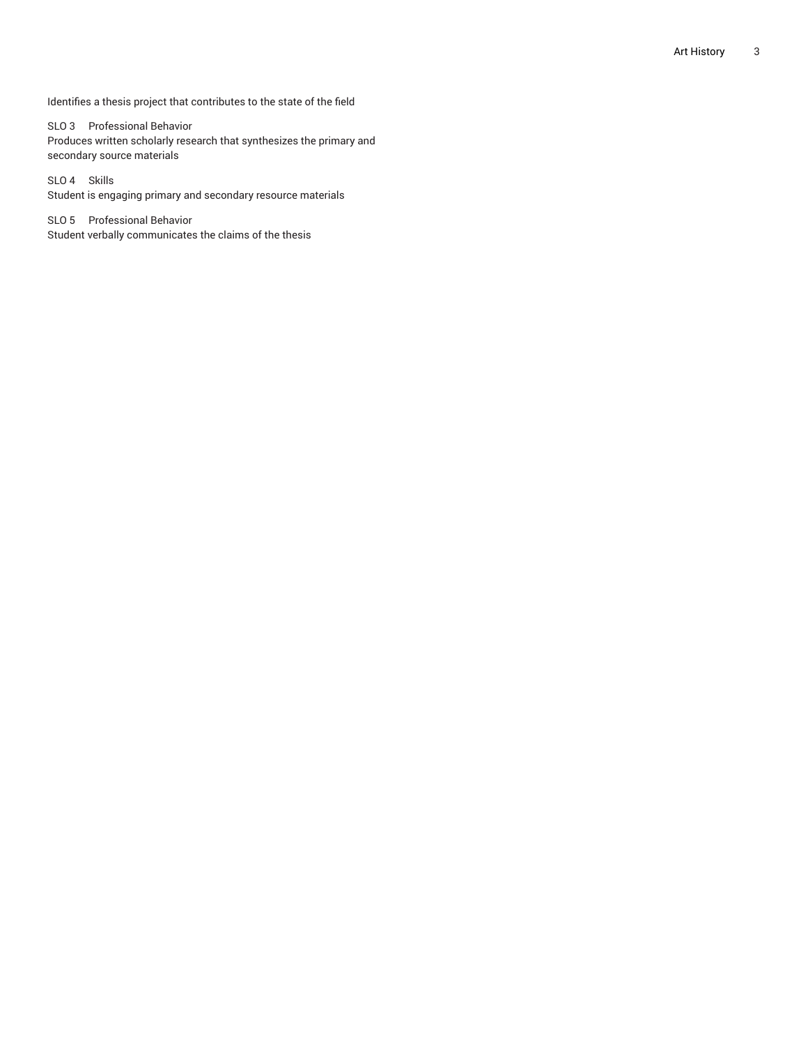Identifies a thesis project that contributes to the state of the field

SLO 3 Professional Behavior
Produces written scholarly research that synthesizes the primary and secondary source materials

SLO 4 Skills
Student is engaging primary and secondary resource materials

SLO 5 Professional Behavior
Student verbally communicates the claims of the thesis